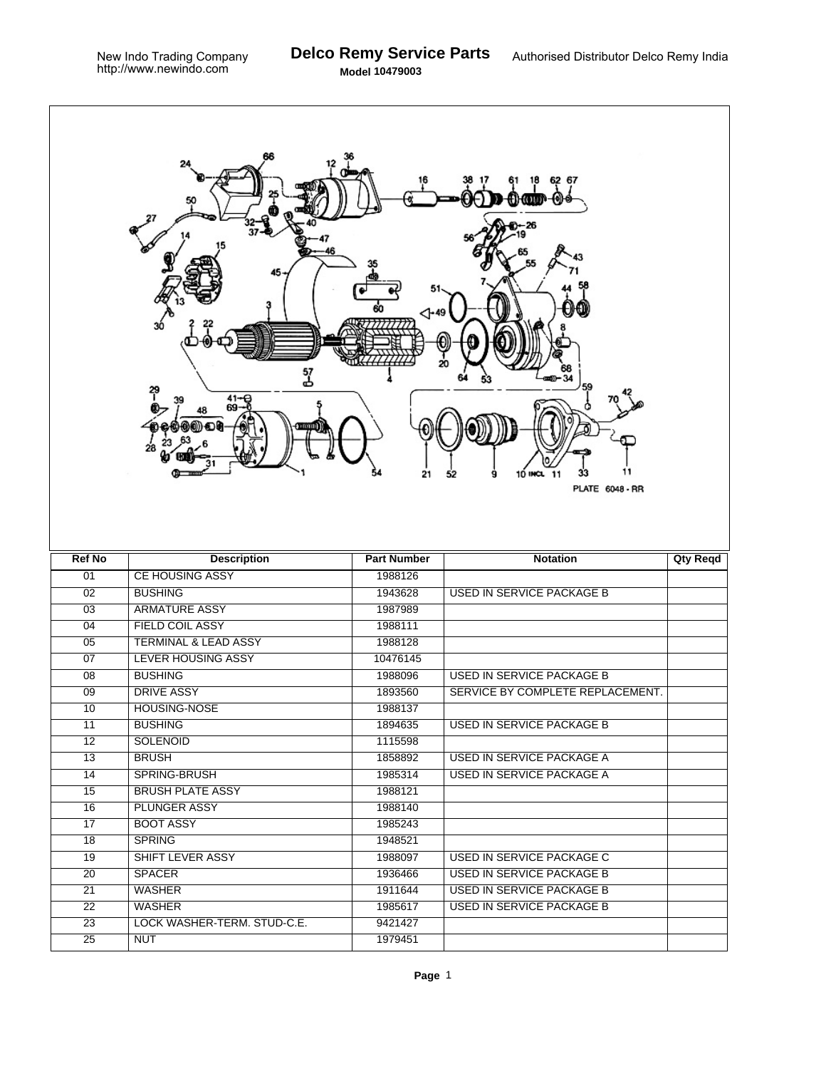New Indo Trading Company
http://www.newindo.com

# Delco Remy Service Parts

**Model 10479003**

Authorised Distributor Delco Remy India

PLATE 6048 - RR

| Ref No | Description | Part Number | Notation | Qty Reqd |
|---|---|---|---|---|
| 01 | CE HOUSING ASSY | 1988126 | | |
| 02 | BUSHING | 1943628 | USED IN SERVICE PACKAGE B | |
| 03 | ARMATURE ASSY | 1987989 | | |
| 04 | FIELD COIL ASSY | 1988111 | | |
| 05 | TERMINAL & LEAD ASSY | 1988128 | | |
| 07 | LEVER HOUSING ASSY | 10476145 | | |
| 08 | BUSHING | 1988096 | USED IN SERVICE PACKAGE B | |
| 09 | DRIVE ASSY | 1893560 | SERVICE BY COMPLETE REPLACEMENT. | |
| 10 | HOUSING-NOSE | 1988137 | | |
| 11 | BUSHING | 1894635 | USED IN SERVICE PACKAGE B | |
| 12 | SOLENOID | 1115598 | | |
| 13 | BRUSH | 1858892 | USED IN SERVICE PACKAGE A | |
| 14 | SPRING-BRUSH | 1985314 | USED IN SERVICE PACKAGE A | |
| 15 | BRUSH PLATE ASSY | 1988121 | | |
| 16 | PLUNGER ASSY | 1988140 | | |
| 17 | BOOT ASSY | 1985243 | | |
| 18 | SPRING | 1948521 | | |
| 19 | SHIFT LEVER ASSY | 1988097 | USED IN SERVICE PACKAGE C | |
| 20 | SPACER | 1936466 | USED IN SERVICE PACKAGE B | |
| 21 | WASHER | 1911644 | USED IN SERVICE PACKAGE B | |
| 22 | WASHER | 1985617 | USED IN SERVICE PACKAGE B | |
| 23 | LOCK WASHER-TERM. STUD-C.E. | 9421427 | | |
| 25 | NUT | 1979451 | | |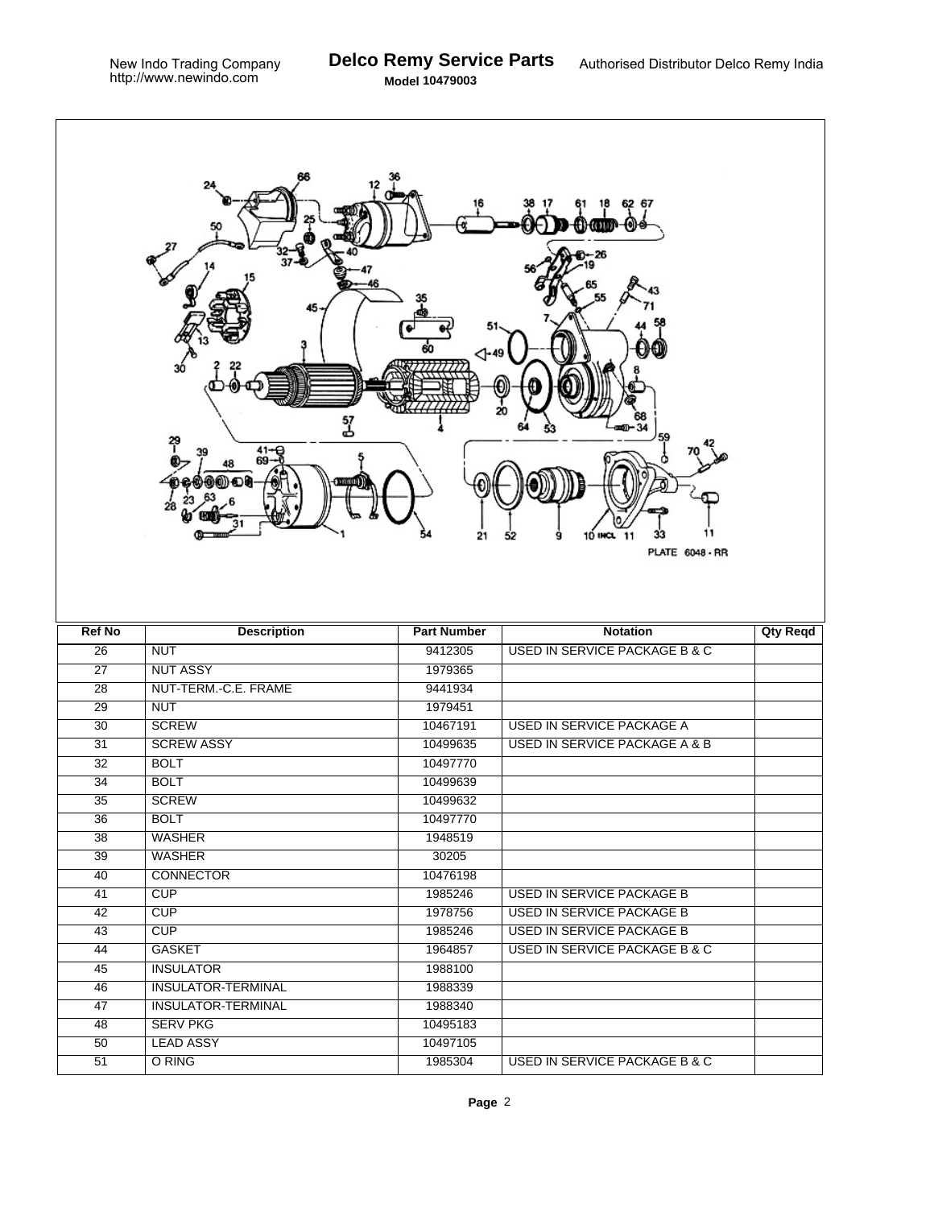New Indo Trading Company
http://www.newindo.com

# Delco Remy Service Parts

**Model 10479003**

Authorised Distributor Delco Remy India

PLATE 6048 - RR

| Ref No | Description | Part Number | Notation | Qty Reqd |
|---|---|---|---|---|
| 26 | NUT | 9412305 | USED IN SERVICE PACKAGE B & C | |
| 27 | NUT ASSY | 1979365 | | |
| 28 | NUT-TERM.-C.E. FRAME | 9441934 | | |
| 29 | NUT | 1979451 | | |
| 30 | SCREW | 10467191 | USED IN SERVICE PACKAGE A | |
| 31 | SCREW ASSY | 10499635 | USED IN SERVICE PACKAGE A & B | |
| 32 | BOLT | 10497770 | | |
| 34 | BOLT | 10499639 | | |
| 35 | SCREW | 10499632 | | |
| 36 | BOLT | 10497770 | | |
| 38 | WASHER | 1948519 | | |
| 39 | WASHER | 30205 | | |
| 40 | CONNECTOR | 10476198 | | |
| 41 | CUP | 1985246 | USED IN SERVICE PACKAGE B | |
| 42 | CUP | 1978756 | USED IN SERVICE PACKAGE B | |
| 43 | CUP | 1985246 | USED IN SERVICE PACKAGE B | |
| 44 | GASKET | 1964857 | USED IN SERVICE PACKAGE B & C | |
| 45 | INSULATOR | 1988100 | | |
| 46 | INSULATOR-TERMINAL | 1988339 | | |
| 47 | INSULATOR-TERMINAL | 1988340 | | |
| 48 | SERV PKG | 10495183 | | |
| 50 | LEAD ASSY | 10497105 | | |
| 51 | O RING | 1985304 | USED IN SERVICE PACKAGE B & C | |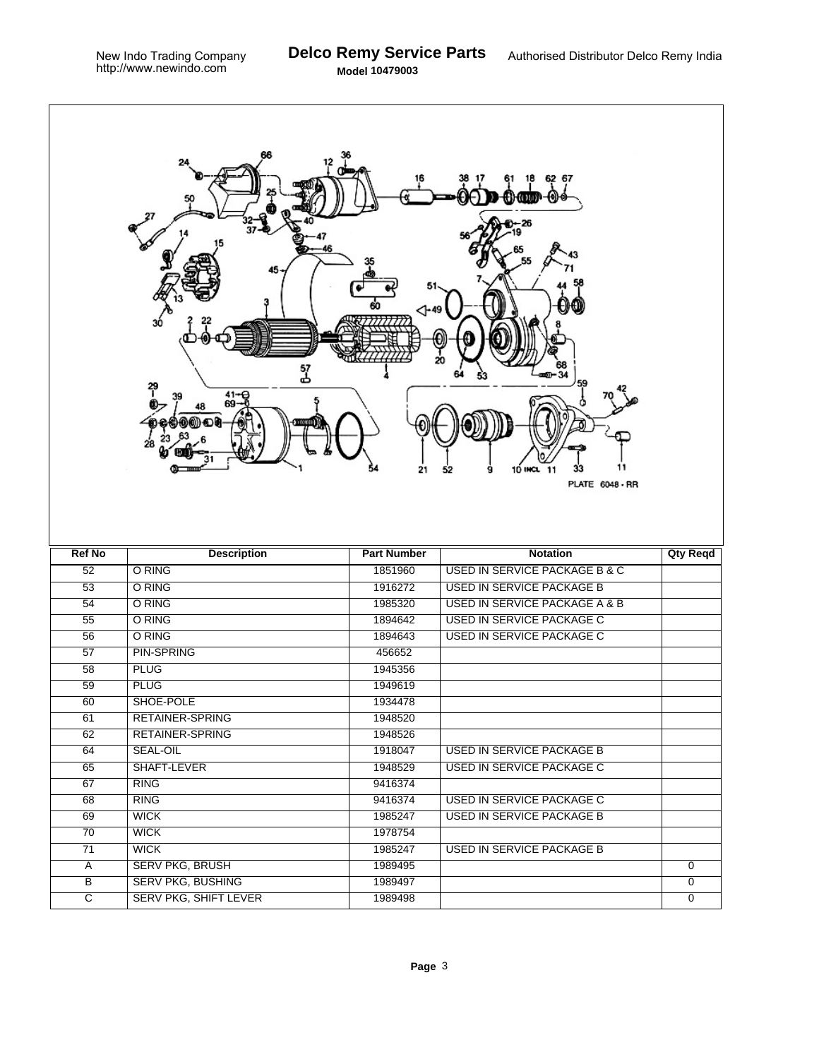New Indo Trading Company
http://www.newindo.com

# Delco Remy Service Parts

**Model 10479003**

Authorised Distributor Delco Remy India

24
66
12
36
16
38
17
61
18
62
67
50
25
27
32
37
40
26
19
56
14
47
15
46
65
55
43
71
45
35
51
7
44
58
60
49
3
2
22
8
20
64
53
68
34
57
4
29
39
41
69
5
59
70
42
48
28
23
63
6
31
1
54
21
52
9
10 INCL
11
33
11
PLATE 6048 - RR

| Ref No | Description | Part Number | Notation | Qty Reqd |
|---|---|---|---|---|
| 52 | O RING | 1851960 | USED IN SERVICE PACKAGE B & C | |
| 53 | O RING | 1916272 | USED IN SERVICE PACKAGE B | |
| 54 | O RING | 1985320 | USED IN SERVICE PACKAGE A & B | |
| 55 | O RING | 1894642 | USED IN SERVICE PACKAGE C | |
| 56 | O RING | 1894643 | USED IN SERVICE PACKAGE C | |
| 57 | PIN-SPRING | 456652 | | |
| 58 | PLUG | 1945356 | | |
| 59 | PLUG | 1949619 | | |
| 60 | SHOE-POLE | 1934478 | | |
| 61 | RETAINER-SPRING | 1948520 | | |
| 62 | RETAINER-SPRING | 1948526 | | |
| 64 | SEAL-OIL | 1918047 | USED IN SERVICE PACKAGE B | |
| 65 | SHAFT-LEVER | 1948529 | USED IN SERVICE PACKAGE C | |
| 67 | RING | 9416374 | | |
| 68 | RING | 9416374 | USED IN SERVICE PACKAGE C | |
| 69 | WICK | 1985247 | USED IN SERVICE PACKAGE B | |
| 70 | WICK | 1978754 | | |
| 71 | WICK | 1985247 | USED IN SERVICE PACKAGE B | |
| A | SERV PKG, BRUSH | 1989495 | | 0 |
| B | SERV PKG, BUSHING | 1989497 | | 0 |
| C | SERV PKG, SHIFT LEVER | 1989498 | | 0 |